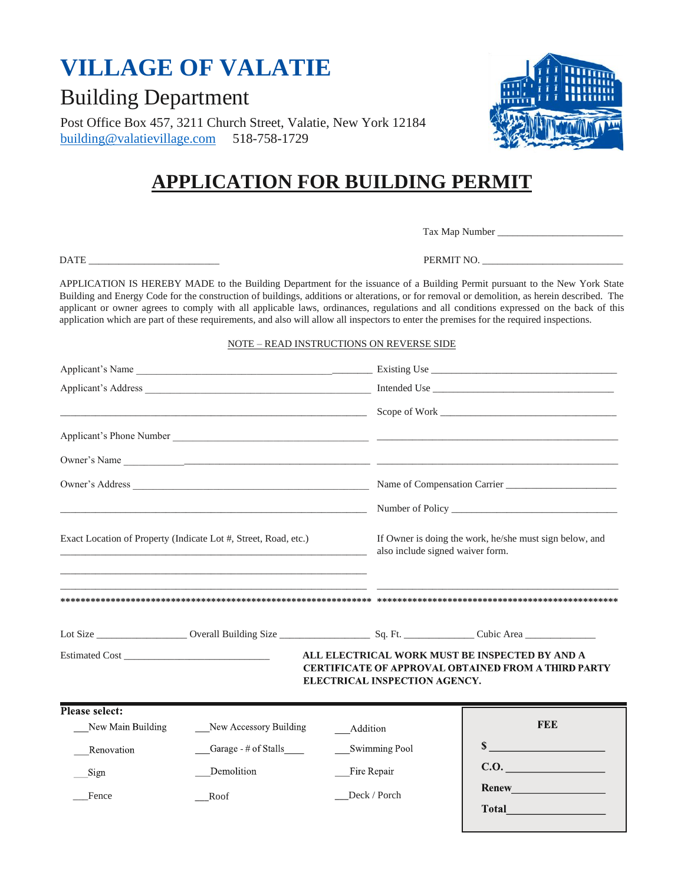# VILLAGE OF VALATIE

## Building Department

Post Office Box 457, 3211 Church Street, Valatie, New York 12184
building@valatievillage.com 518-758-1729

# APPLICATION FOR BUILDING PERMIT

Tax Map Number ________________________

DATE _________________________ PERMIT NO. ___________________________

APPLICATION IS HEREBY MADE to the Building Department for the issuance of a Building Permit pursuant to the New York State Building and Energy Code for the construction of buildings, additions or alterations, or for removal or demolition, as herein described. The applicant or owner agrees to comply with all applicable laws, ordinances, regulations and all conditions expressed on the back of this application which are part of these requirements, and also will allow all inspectors to enter the premises for the required inspections.

NOTE – READ INSTRUCTIONS ON REVERSE SIDE

Applicant's Name ________________________________________________

Applicant's Address ______________________________________________

__________________________________________________________

Applicant's Phone Number _________________________________________

Owner's Name ___________________________________________________

Owner's Address _________________________________________________

__________________________________________________________

Exact Location of Property (Indicate Lot #, Street, Road, etc.)

__________________________________________________________

__________________________________________________________

__________________________________________________________

Existing Use ____________________________________

Intended Use ____________________________________

Scope of Work ___________________________________

_______________________________________________

_______________________________________________

Name of Compensation Carrier _____________________

Number of Policy ________________________________

If Owner is doing the work, he/she must sign below, and also include signed waiver form.

_______________________________________________

**************************************************************** ************************************************

Lot Size _________________ Overall Building Size _________________ Sq. Ft. _____________ Cubic Area _____________

Estimated Cost _____________________________

**ALL ELECTRICAL WORK MUST BE INSPECTED BY AND A CERTIFICATE OF APPROVAL OBTAINED FROM A THIRD PARTY ELECTRICAL INSPECTION AGENCY.**

**Please select:**

| | | |
|---|---|---|
| ___New Main Building | ___New Accessory Building | ___Addition |
| ___Renovation | ___Garage - # of Stalls____ | ___Swimming Pool |
| ___Sign | ___Demolition | ___Fire Repair |
| ___Fence | ___Roof | ___Deck / Porch |

**FEE**

**$** ____________________

**C.O.** __________________

**Renew** _________________

**Total** _________________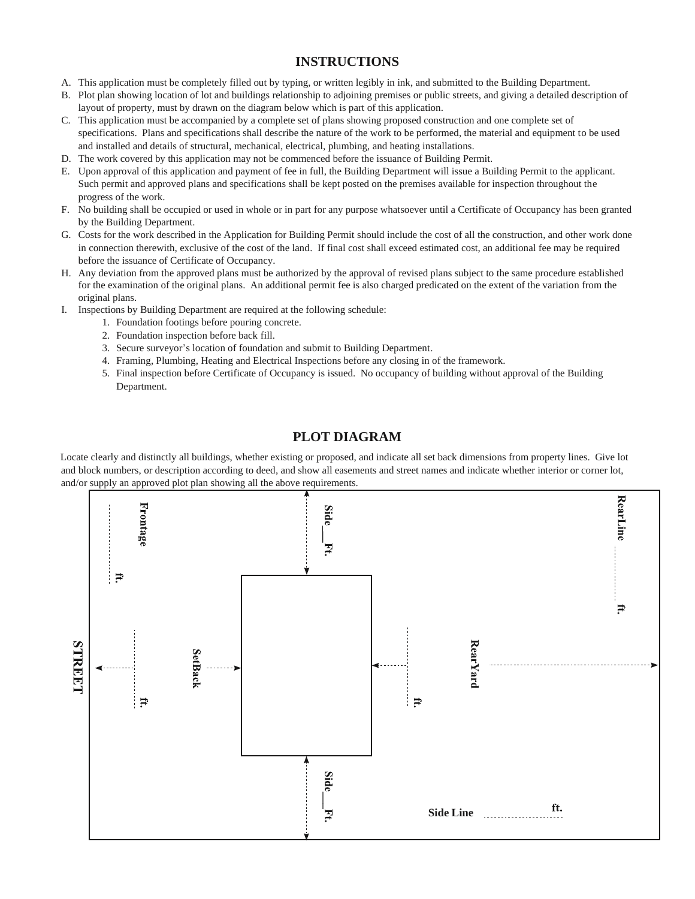## INSTRUCTIONS

A. This application must be completely filled out by typing, or written legibly in ink, and submitted to the Building Department.
B. Plot plan showing location of lot and buildings relationship to adjoining premises or public streets, and giving a detailed description of layout of property, must by drawn on the diagram below which is part of this application.
C. This application must be accompanied by a complete set of plans showing proposed construction and one complete set of specifications. Plans and specifications shall describe the nature of the work to be performed, the material and equipment to be used and installed and details of structural, mechanical, electrical, plumbing, and heating installations.
D. The work covered by this application may not be commenced before the issuance of Building Permit.
E. Upon approval of this application and payment of fee in full, the Building Department will issue a Building Permit to the applicant. Such permit and approved plans and specifications shall be kept posted on the premises available for inspection throughout the progress of the work.
F. No building shall be occupied or used in whole or in part for any purpose whatsoever until a Certificate of Occupancy has been granted by the Building Department.
G. Costs for the work described in the Application for Building Permit should include the cost of all the construction, and other work done in connection therewith, exclusive of the cost of the land. If final cost shall exceed estimated cost, an additional fee may be required before the issuance of Certificate of Occupancy.
H. Any deviation from the approved plans must be authorized by the approval of revised plans subject to the same procedure established for the examination of the original plans. An additional permit fee is also charged predicated on the extent of the variation from the original plans.
I. Inspections by Building Department are required at the following schedule:
   1. Foundation footings before pouring concrete.
   2. Foundation inspection before back fill.
   3. Secure surveyor's location of foundation and submit to Building Department.
   4. Framing, Plumbing, Heating and Electrical Inspections before any closing in of the framework.
   5. Final inspection before Certificate of Occupancy is issued. No occupancy of building without approval of the Building Department.

## PLOT DIAGRAM

Locate clearly and distinctly all buildings, whether existing or proposed, and indicate all set back dimensions from property lines. Give lot and block numbers, or description according to deed, and show all easements and street names and indicate whether interior or corner lot, and/or supply an approved plot plan showing all the above requirements.

Frontage ________ ft.

Side __ Ft.

RearLine ________ ft.

STREET

SetBack ________ ft.

RearYard ________ ft.

Side __ Ft.

Side Line ________ ft.